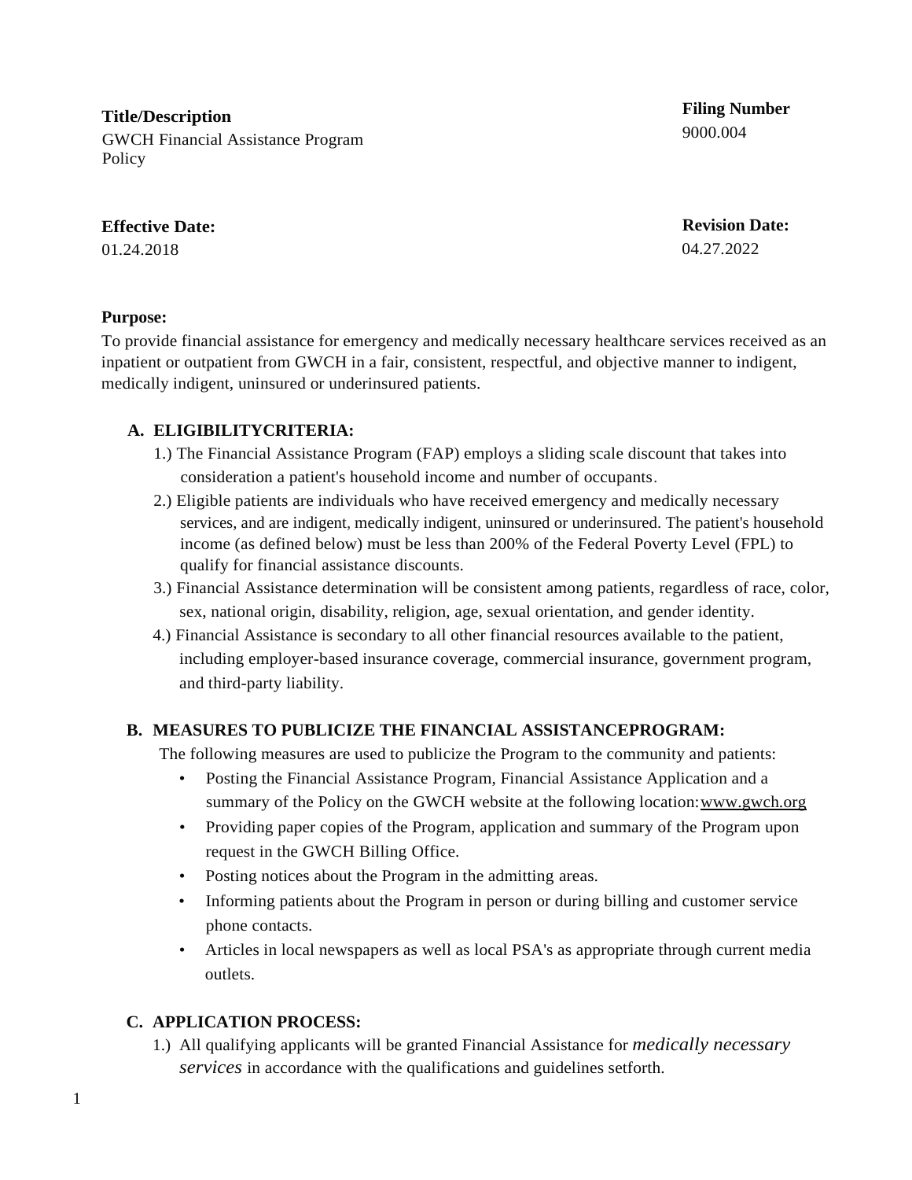**Title/Description**
GWCH Financial Assistance Program Policy

**Filing Number**
9000.004

**Effective Date:**
01.24.2018

**Revision Date:**
04.27.2022

**Purpose:**
To provide financial assistance for emergency and medically necessary healthcare services received as an inpatient or outpatient from GWCH in a fair, consistent, respectful, and objective manner to indigent, medically indigent, uninsured or underinsured patients.

## A. ELIGIBILITYCRITERIA:

1.) The Financial Assistance Program (FAP) employs a sliding scale discount that takes into consideration a patient's household income and number of occupants.

2.) Eligible patients are individuals who have received emergency and medically necessary services, and are indigent, medically indigent, uninsured or underinsured. The patient's household income (as defined below) must be less than 200% of the Federal Poverty Level (FPL) to qualify for financial assistance discounts.

3.) Financial Assistance determination will be consistent among patients, regardless of race, color, sex, national origin, disability, religion, age, sexual orientation, and gender identity.

4.) Financial Assistance is secondary to all other financial resources available to the patient, including employer-based insurance coverage, commercial insurance, government program, and third-party liability.

## B. MEASURES TO PUBLICIZE THE FINANCIAL ASSISTANCEPROGRAM:

The following measures are used to publicize the Program to the community and patients:

- Posting the Financial Assistance Program, Financial Assistance Application and a summary of the Policy on the GWCH website at the following location: www.gwch.org
- Providing paper copies of the Program, application and summary of the Program upon request in the GWCH Billing Office.
- Posting notices about the Program in the admitting areas.
- Informing patients about the Program in person or during billing and customer service phone contacts.
- Articles in local newspapers as well as local PSA's as appropriate through current media outlets.

## C. APPLICATION PROCESS:

1.) All qualifying applicants will be granted Financial Assistance for *medically necessary services* in accordance with the qualifications and guidelines setforth.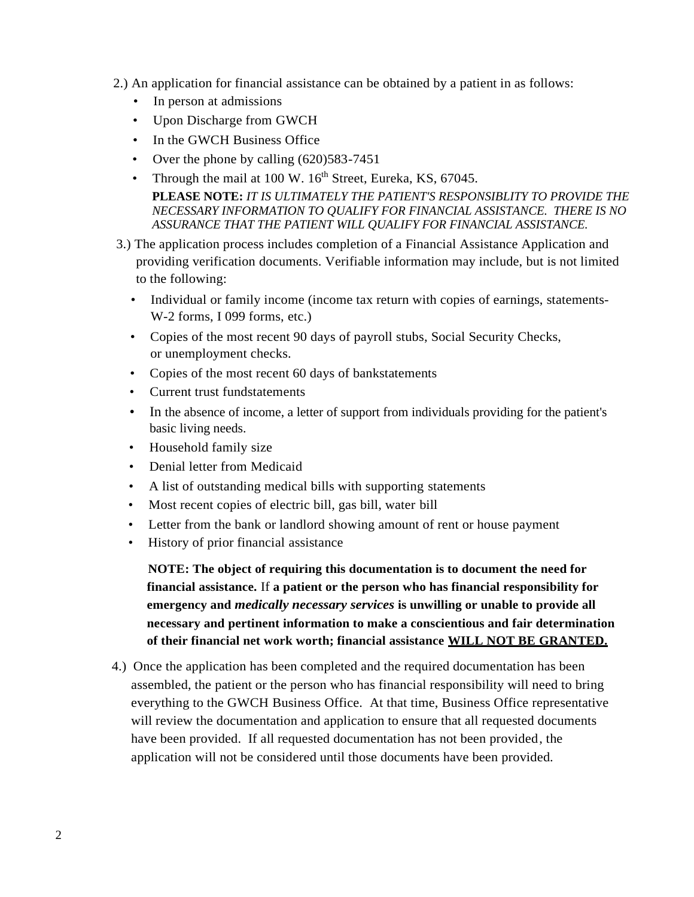2.) An application for financial assistance can be obtained by a patient in as follows:

- In person at admissions
- Upon Discharge from GWCH
- In the GWCH Business Office
- Over the phone by calling (620)583-7451
- Through the mail at 100 W. 16th Street, Eureka, KS, 67045.

**PLEASE NOTE:** *IT IS ULTIMATELY THE PATIENT'S RESPONSIBLITY TO PROVIDE THE NECESSARY INFORMATION TO QUALIFY FOR FINANCIAL ASSISTANCE. THERE IS NO ASSURANCE THAT THE PATIENT WILL QUALIFY FOR FINANCIAL ASSISTANCE.*

3.) The application process includes completion of a Financial Assistance Application and providing verification documents. Verifiable information may include, but is not limited to the following:

- Individual or family income (income tax return with copies of earnings, statements-W-2 forms, I 099 forms, etc.)
- Copies of the most recent 90 days of payroll stubs, Social Security Checks, or unemployment checks.
- Copies of the most recent 60 days of bankstatements
- Current trust fundstatements
- In the absence of income, a letter of support from individuals providing for the patient's basic living needs.
- Household family size
- Denial letter from Medicaid
- A list of outstanding medical bills with supporting statements
- Most recent copies of electric bill, gas bill, water bill
- Letter from the bank or landlord showing amount of rent or house payment
- History of prior financial assistance

**NOTE: The object of requiring this documentation is to document the need for financial assistance.** If **a patient or the person who has financial responsibility for emergency and *medically necessary services* is unwilling or unable to provide all necessary and pertinent information to make a conscientious and fair determination of their financial net work worth; financial assistance <u>WILL NOT BE GRANTED.</u>**

4.) Once the application has been completed and the required documentation has been assembled, the patient or the person who has financial responsibility will need to bring everything to the GWCH Business Office. At that time, Business Office representative will review the documentation and application to ensure that all requested documents have been provided. If all requested documentation has not been provided, the application will not be considered until those documents have been provided.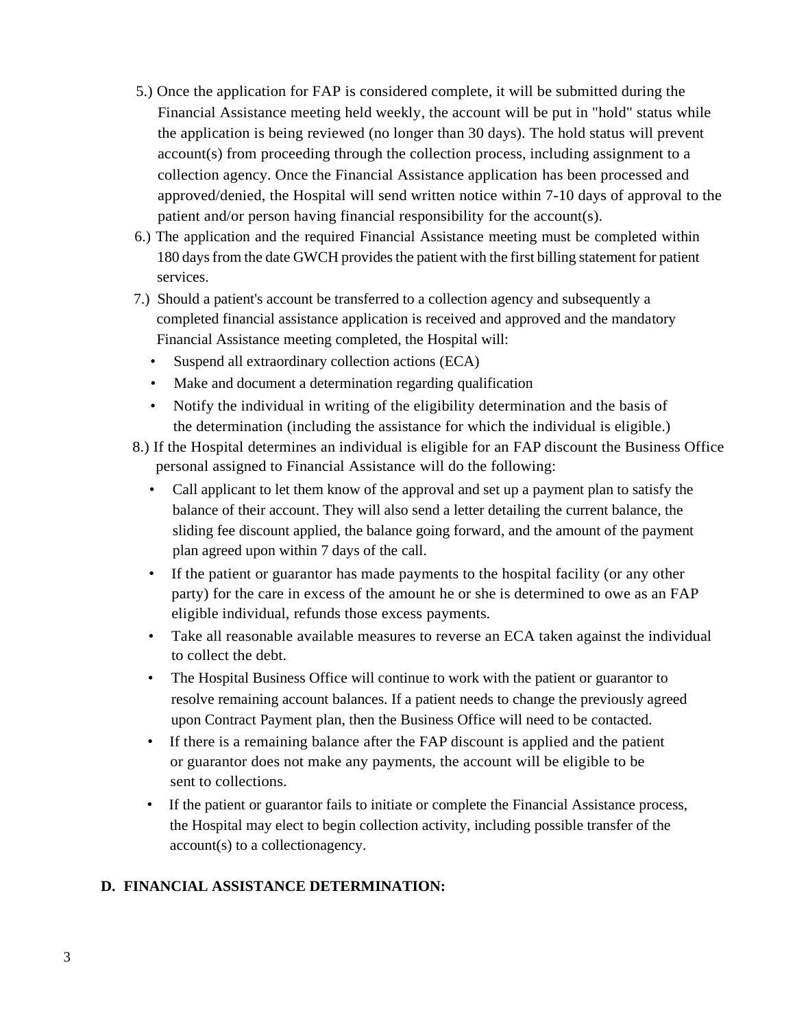5.) Once the application for FAP is considered complete, it will be submitted during the Financial Assistance meeting held weekly, the account will be put in "hold" status while the application is being reviewed (no longer than 30 days). The hold status will prevent account(s) from proceeding through the collection process, including assignment to a collection agency. Once the Financial Assistance application has been processed and approved/denied, the Hospital will send written notice within 7-10 days of approval to the patient and/or person having financial responsibility for the account(s).

6.) The application and the required Financial Assistance meeting must be completed within 180 days from the date GWCH provides the patient with the first billing statement for patient services.

7.) Should a patient's account be transferred to a collection agency and subsequently a completed financial assistance application is received and approved and the mandatory Financial Assistance meeting completed, the Hospital will:

- Suspend all extraordinary collection actions (ECA)
- Make and document a determination regarding qualification
- Notify the individual in writing of the eligibility determination and the basis of the determination (including the assistance for which the individual is eligible.)

8.) If the Hospital determines an individual is eligible for an FAP discount the Business Office personal assigned to Financial Assistance will do the following:

- Call applicant to let them know of the approval and set up a payment plan to satisfy the balance of their account. They will also send a letter detailing the current balance, the sliding fee discount applied, the balance going forward, and the amount of the payment plan agreed upon within 7 days of the call.
- If the patient or guarantor has made payments to the hospital facility (or any other party) for the care in excess of the amount he or she is determined to owe as an FAP eligible individual, refunds those excess payments.
- Take all reasonable available measures to reverse an ECA taken against the individual to collect the debt.
- The Hospital Business Office will continue to work with the patient or guarantor to resolve remaining account balances. If a patient needs to change the previously agreed upon Contract Payment plan, then the Business Office will need to be contacted.
- If there is a remaining balance after the FAP discount is applied and the patient or guarantor does not make any payments, the account will be eligible to be sent to collections.
- If the patient or guarantor fails to initiate or complete the Financial Assistance process, the Hospital may elect to begin collection activity, including possible transfer of the account(s) to a collectionagency.

**D. FINANCIAL ASSISTANCE DETERMINATION:**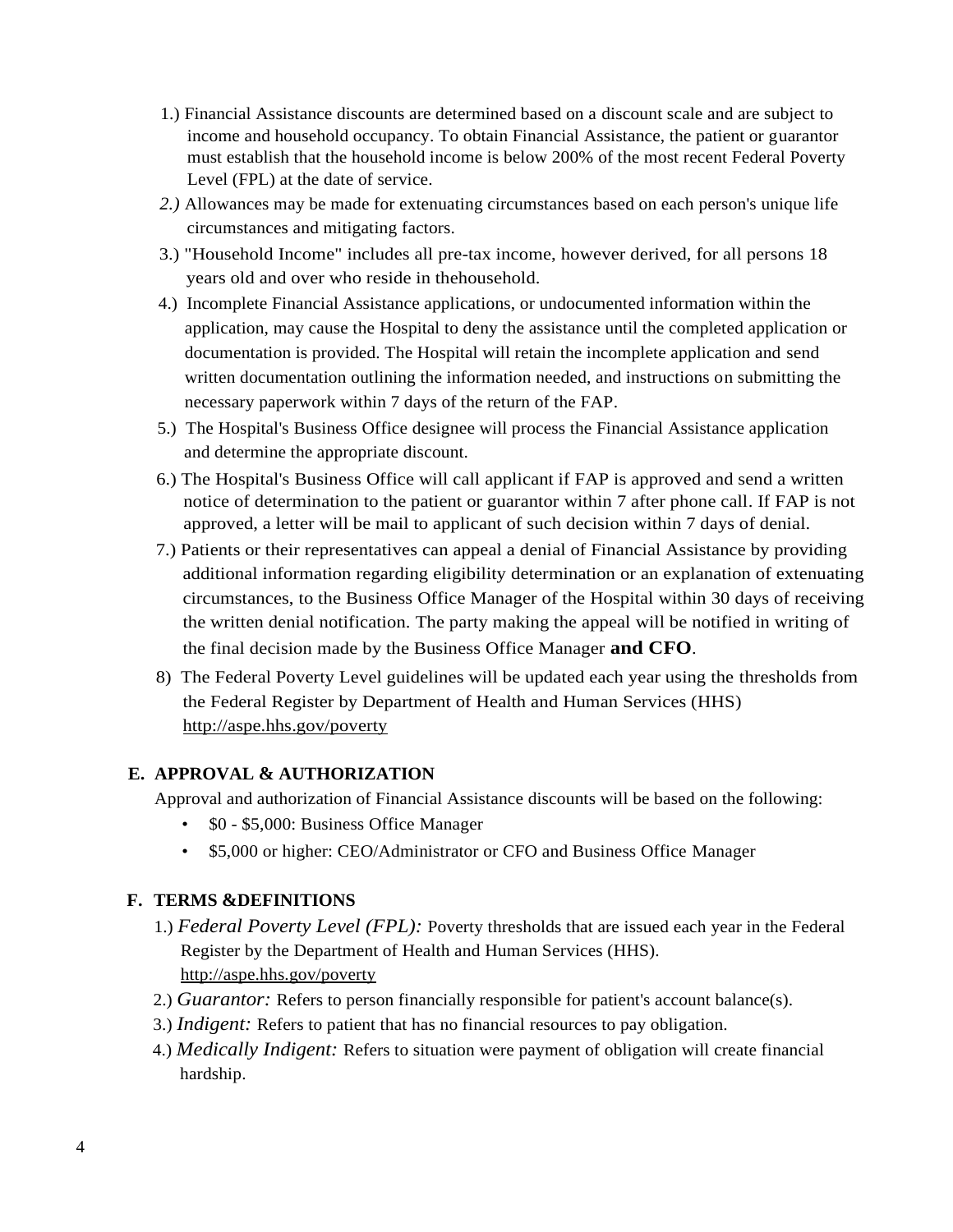1.) Financial Assistance discounts are determined based on a discount scale and are subject to income and household occupancy. To obtain Financial Assistance, the patient or guarantor must establish that the household income is below 200% of the most recent Federal Poverty Level (FPL) at the date of service.

*2.)* Allowances may be made for extenuating circumstances based on each person's unique life circumstances and mitigating factors.

3.) "Household Income" includes all pre-tax income, however derived, for all persons 18 years old and over who reside in thehousehold.

4.) Incomplete Financial Assistance applications, or undocumented information within the application, may cause the Hospital to deny the assistance until the completed application or documentation is provided. The Hospital will retain the incomplete application and send written documentation outlining the information needed, and instructions on submitting the necessary paperwork within 7 days of the return of the FAP.

5.) The Hospital's Business Office designee will process the Financial Assistance application and determine the appropriate discount.

6.) The Hospital's Business Office will call applicant if FAP is approved and send a written notice of determination to the patient or guarantor within 7 after phone call. If FAP is not approved, a letter will be mail to applicant of such decision within 7 days of denial.

7.) Patients or their representatives can appeal a denial of Financial Assistance by providing additional information regarding eligibility determination or an explanation of extenuating circumstances, to the Business Office Manager of the Hospital within 30 days of receiving the written denial notification. The party making the appeal will be notified in writing of the final decision made by the Business Office Manager **and CFO**.

8) The Federal Poverty Level guidelines will be updated each year using the thresholds from the Federal Register by Department of Health and Human Services (HHS) http://aspe.hhs.gov/poverty

## E. APPROVAL & AUTHORIZATION

Approval and authorization of Financial Assistance discounts will be based on the following:

- $0 - $5,000: Business Office Manager
- $5,000 or higher: CEO/Administrator or CFO and Business Office Manager

## F. TERMS &DEFINITIONS

1.) *Federal Poverty Level (FPL):* Poverty thresholds that are issued each year in the Federal Register by the Department of Health and Human Services (HHS). http://aspe.hhs.gov/poverty

2.) *Guarantor:* Refers to person financially responsible for patient's account balance(s).

3.) *Indigent:* Refers to patient that has no financial resources to pay obligation.

4.) *Medically Indigent:* Refers to situation were payment of obligation will create financial hardship.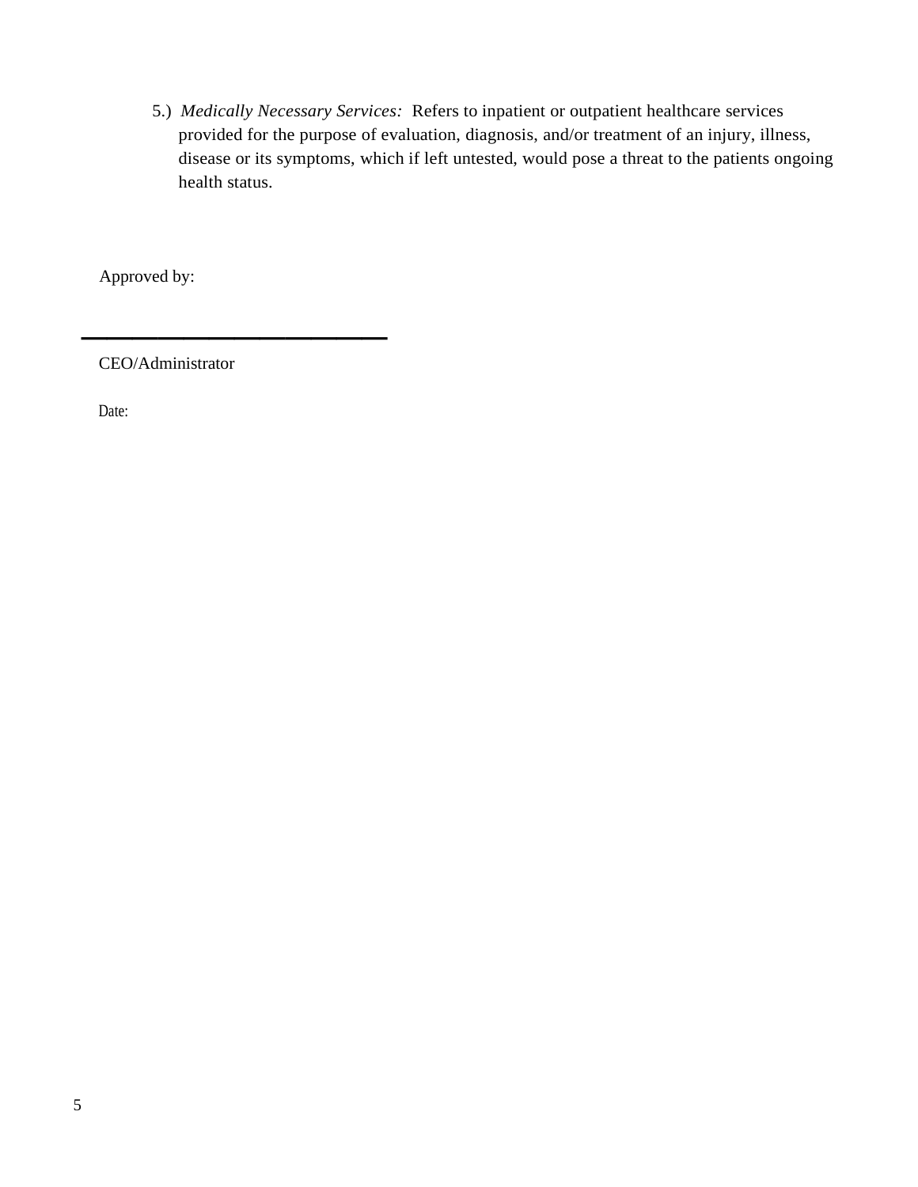5.) *Medically Necessary Services:* Refers to inpatient or outpatient healthcare services provided for the purpose of evaluation, diagnosis, and/or treatment of an injury, illness, disease or its symptoms, which if left untested, would pose a threat to the patients ongoing health status.

Approved by:

______________________________

CEO/Administrator

Date: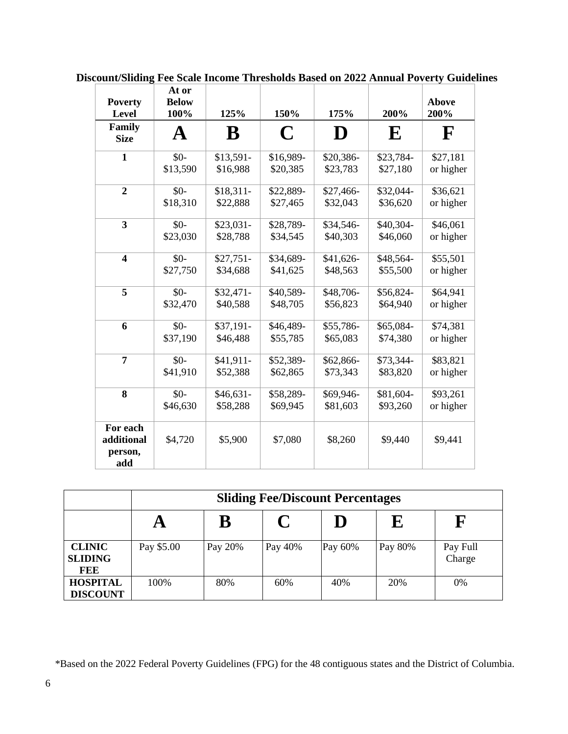**Discount/Sliding Fee Scale Income Thresholds Based on 2022 Annual Poverty Guidelines**

| Poverty Level | At or Below 100% | 125% | 150% | 175% | 200% | Above 200% |
|---|---|---|---|---|---|---|
| **Family Size** | **A** | **B** | **C** | **D** | **E** | **F** |
| **1** | $0-$13,590 | $13,591-$16,988 | $16,989-$20,385 | $20,386-$23,783 | $23,784-$27,180 | $27,181 or higher |
| **2** | $0-$18,310 | $18,311-$22,888 | $22,889-$27,465 | $27,466-$32,043 | $32,044-$36,620 | $36,621 or higher |
| **3** | $0-$23,030 | $23,031-$28,788 | $28,789-$34,545 | $34,546-$40,303 | $40,304-$46,060 | $46,061 or higher |
| **4** | $0-$27,750 | $27,751-$34,688 | $34,689-$41,625 | $41,626-$48,563 | $48,564-$55,500 | $55,501 or higher |
| **5** | $0-$32,470 | $32,471-$40,588 | $40,589-$48,705 | $48,706-$56,823 | $56,824-$64,940 | $64,941 or higher |
| **6** | $0-$37,190 | $37,191-$46,488 | $46,489-$55,785 | $55,786-$65,083 | $65,084-$74,380 | $74,381 or higher |
| **7** | $0-$41,910 | $41,911-$52,388 | $52,389-$62,865 | $62,866-$73,343 | $73,344-$83,820 | $83,821 or higher |
| **8** | $0-$46,630 | $46,631-$58,288 | $58,289-$69,945 | $69,946-$81,603 | $81,604-$93,260 | $93,261 or higher |
| **For each additional person, add** | $4,720 | $5,900 | $7,080 | $8,260 | $9,440 | $9,441 |

| | **Sliding Fee/Discount Percentages** | | | | | |
|---|---|---|---|---|---|---|
| | **A** | **B** | **C** | **D** | **E** | **F** |
| **CLINIC SLIDING FEE** | Pay $5.00 | Pay 20% | Pay 40% | Pay 60% | Pay 80% | Pay Full Charge |
| **HOSPITAL DISCOUNT** | 100% | 80% | 60% | 40% | 20% | 0% |

*Based on the 2022 Federal Poverty Guidelines (FPG) for the 48 contiguous states and the District of Columbia.